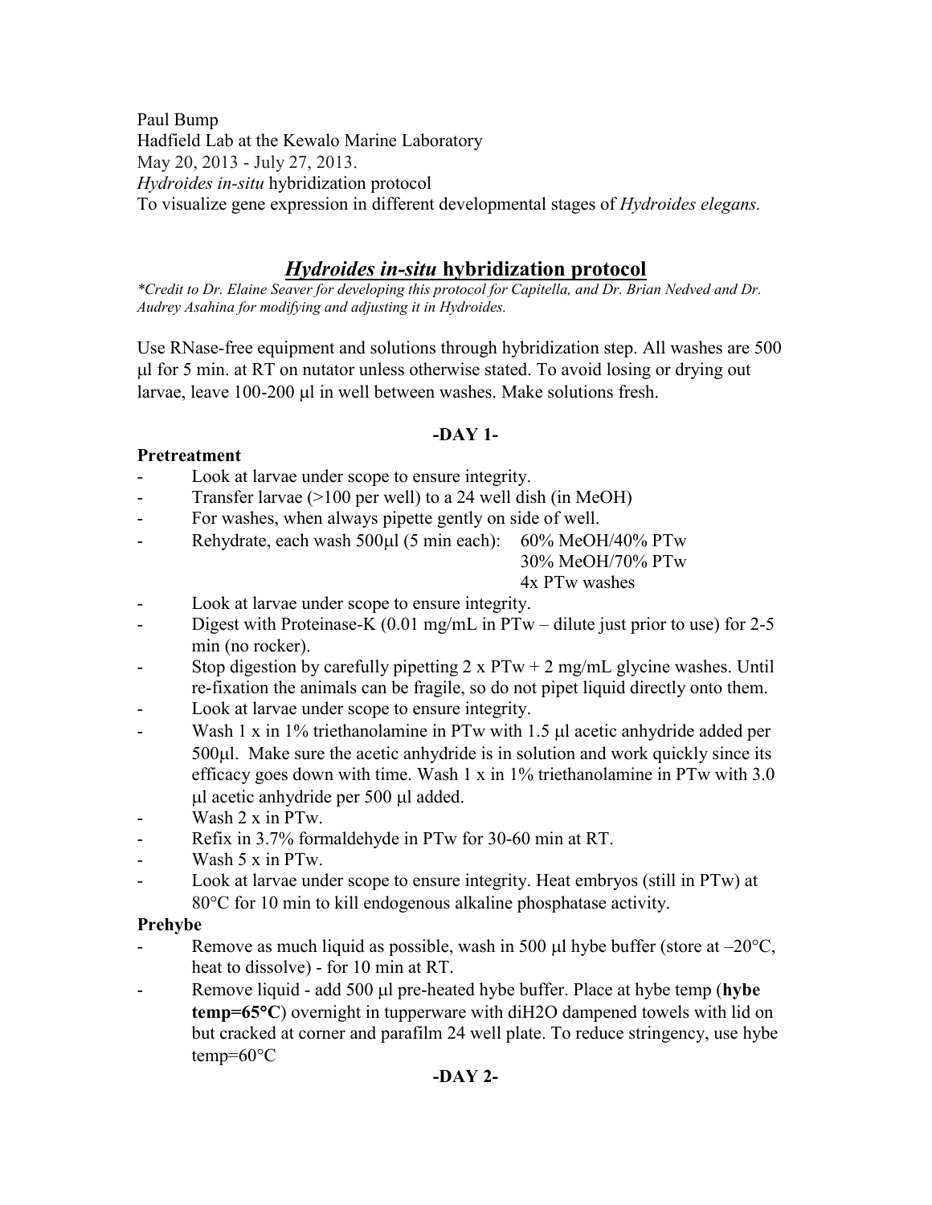Paul Bump
Hadfield Lab at the Kewalo Marine Laboratory
May 20, 2013 - July 27, 2013.
*Hydroides in-situ* hybridization protocol
To visualize gene expression in different developmental stages of *Hydroides elegans.*

# ***Hydroides in-situ* hybridization protocol**

*\*Credit to Dr. Elaine Seaver for developing this protocol for Capitella, and Dr. Brian Nedved and Dr. Audrey Asahina for modifying and adjusting it in Hydroides.*

Use RNase-free equipment and solutions through hybridization step. All washes are 500 μl for 5 min. at RT on nutator unless otherwise stated. To avoid losing or drying out larvae, leave 100-200 μl in well between washes. Make solutions fresh.

## -DAY 1-

**Pretreatment**

- Look at larvae under scope to ensure integrity.
- Transfer larvae (>100 per well) to a 24 well dish (in MeOH)
- For washes, when always pipette gently on side of well.
- Rehydrate, each wash 500μl (5 min each): 60% MeOH/40% PTw
  30% MeOH/70% PTw
  4x PTw washes
- Look at larvae under scope to ensure integrity.
- Digest with Proteinase-K (0.01 mg/mL in PTw – dilute just prior to use) for 2-5 min (no rocker).
- Stop digestion by carefully pipetting 2 x PTw + 2 mg/mL glycine washes. Until re-fixation the animals can be fragile, so do not pipet liquid directly onto them.
- Look at larvae under scope to ensure integrity.
- Wash 1 x in 1% triethanolamine in PTw with 1.5 μl acetic anhydride added per 500μl. Make sure the acetic anhydride is in solution and work quickly since its efficacy goes down with time. Wash 1 x in 1% triethanolamine in PTw with 3.0 μl acetic anhydride per 500 μl added.
- Wash 2 x in PTw.
- Refix in 3.7% formaldehyde in PTw for 30-60 min at RT.
- Wash 5 x in PTw.
- Look at larvae under scope to ensure integrity. Heat embryos (still in PTw) at 80°C for 10 min to kill endogenous alkaline phosphatase activity.

**Prehybe**

- Remove as much liquid as possible, wash in 500 μl hybe buffer (store at –20°C, heat to dissolve) - for 10 min at RT.
- Remove liquid - add 500 μl pre-heated hybe buffer. Place at hybe temp (**hybe temp=65°C**) overnight in tupperware with diH2O dampened towels with lid on but cracked at corner and parafilm 24 well plate. To reduce stringency, use hybe temp=60°C

## -DAY 2-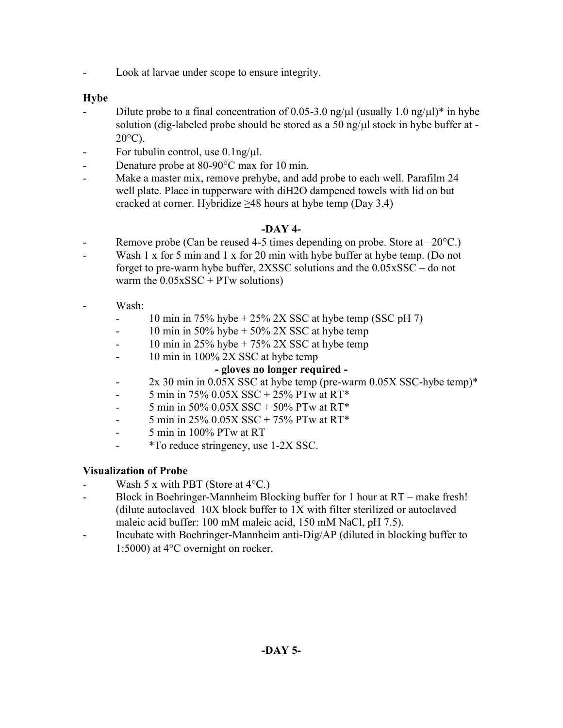- Look at larvae under scope to ensure integrity.

**Hybe**

- Dilute probe to a final concentration of 0.05-3.0 ng/μl (usually 1.0 ng/μl)* in hybe solution (dig-labeled probe should be stored as a 50 ng/μl stock in hybe buffer at -20°C).
- For tubulin control, use 0.1ng/μl.
- Denature probe at 80-90°C max for 10 min.
- Make a master mix, remove prehybe, and add probe to each well. Parafilm 24 well plate. Place in tupperware with diH2O dampened towels with lid on but cracked at corner. Hybridize ≥48 hours at hybe temp (Day 3,4)

**-DAY 4-**

- Remove probe (Can be reused 4-5 times depending on probe. Store at –20°C.)
- Wash 1 x for 5 min and 1 x for 20 min with hybe buffer at hybe temp. (Do not forget to pre-warm hybe buffer, 2XSSC solutions and the 0.05xSSC – do not warm the 0.05xSSC + PTw solutions)
- Wash:
  - 10 min in 75% hybe + 25% 2X SSC at hybe temp (SSC pH 7)
  - 10 min in 50% hybe + 50% 2X SSC at hybe temp
  - 10 min in 25% hybe + 75% 2X SSC at hybe temp
  - 10 min in 100% 2X SSC at hybe temp

    **- gloves no longer required -**
  - 2x 30 min in 0.05X SSC at hybe temp (pre-warm 0.05X SSC-hybe temp)*
  - 5 min in 75% 0.05X SSC + 25% PTw at RT*
  - 5 min in 50% 0.05X SSC + 50% PTw at RT*
  - 5 min in 25% 0.05X SSC + 75% PTw at RT*
  - 5 min in 100% PTw at RT
  - *To reduce stringency, use 1-2X SSC.

**Visualization of Probe**

- Wash 5 x with PBT (Store at 4°C.)
- Block in Boehringer-Mannheim Blocking buffer for 1 hour at RT – make fresh! (dilute autoclaved 10X block buffer to 1X with filter sterilized or autoclaved maleic acid buffer: 100 mM maleic acid, 150 mM NaCl, pH 7.5).
- Incubate with Boehringer-Mannheim anti-Dig/AP (diluted in blocking buffer to 1:5000) at 4°C overnight on rocker.

**-DAY 5-**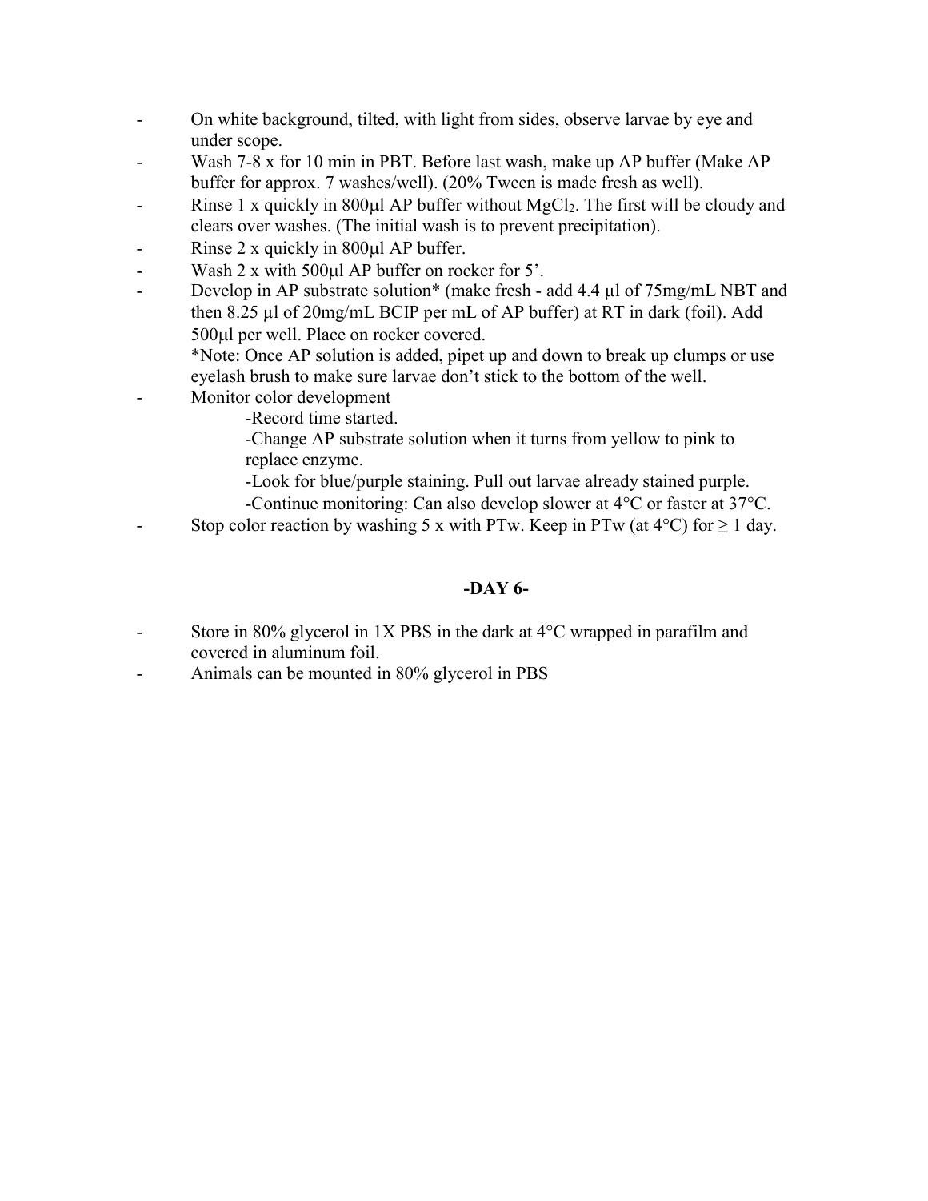- On white background, tilted, with light from sides, observe larvae by eye and under scope.
- Wash 7-8 x for 10 min in PBT. Before last wash, make up AP buffer (Make AP buffer for approx. 7 washes/well). (20% Tween is made fresh as well).
- Rinse 1 x quickly in 800μl AP buffer without $MgCl_2$. The first will be cloudy and clears over washes. (The initial wash is to prevent precipitation).
- Rinse 2 x quickly in 800μl AP buffer.
- Wash 2 x with 500μl AP buffer on rocker for 5'.
- Develop in AP substrate solution* (make fresh - add 4.4 μl of 75mg/mL NBT and then 8.25 μl of 20mg/mL BCIP per mL of AP buffer) at RT in dark (foil). Add 500μl per well. Place on rocker covered.
  *Note: Once AP solution is added, pipet up and down to break up clumps or use eyelash brush to make sure larvae don't stick to the bottom of the well.
- Monitor color development
  - -Record time started.
  - -Change AP substrate solution when it turns from yellow to pink to replace enzyme.
  - -Look for blue/purple staining. Pull out larvae already stained purple.
  - -Continue monitoring: Can also develop slower at 4°C or faster at 37°C.
- Stop color reaction by washing 5 x with PTw. Keep in PTw (at 4°C) for ≥ 1 day.

## -DAY 6-

- Store in 80% glycerol in 1X PBS in the dark at 4°C wrapped in parafilm and covered in aluminum foil.
- Animals can be mounted in 80% glycerol in PBS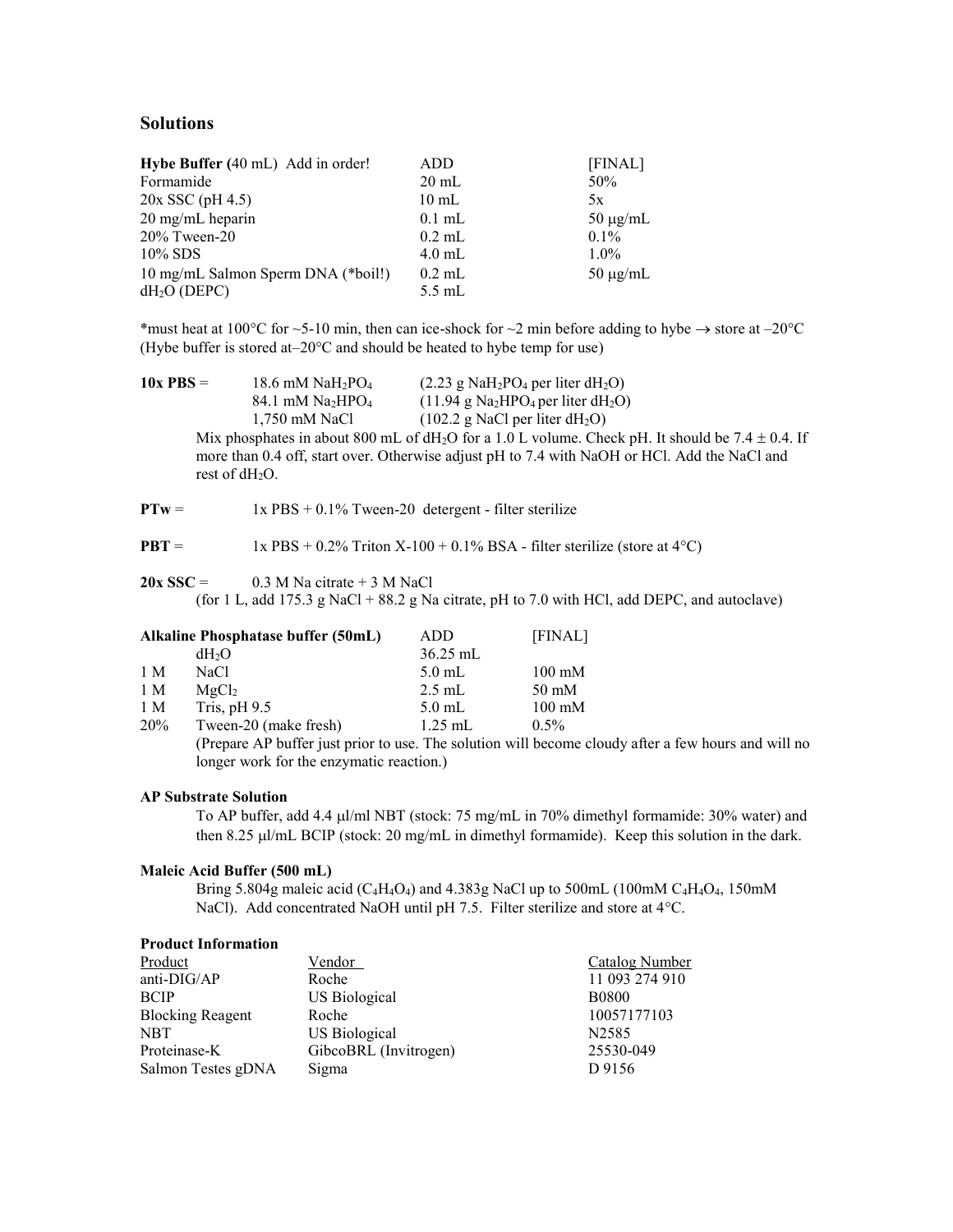## Solutions

| Hybe Buffer (40 mL) Add in order! | ADD | [FINAL] |
|---|---|---|
| Formamide | 20 mL | 50% |
| 20x SSC (pH 4.5) | 10 mL | 5x |
| 20 mg/mL heparin | 0.1 mL | 50 μg/mL |
| 20% Tween-20 | 0.2 mL | 0.1% |
| 10% SDS | 4.0 mL | 1.0% |
| 10 mg/mL Salmon Sperm DNA (*boil!) | 0.2 mL | 50 μg/mL |
| $dH_2O$ (DEPC) | 5.5 mL | |

*must heat at 100°C for ~5-10 min, then can ice-shock for ~2 min before adding to hybe → store at –20°C (Hybe buffer is stored at–20°C and should be heated to hybe temp for use)

**10x PBS** =

| | | |
|---|---|---|
| 18.6 mM $NaH_2PO_4$ | (2.23 g $NaH_2PO_4$ per liter $dH_2O$) |
| 84.1 mM $Na_2HPO_4$ | (11.94 g $Na_2HPO_4$ per liter $dH_2O$) |
| 1,750 mM NaCl | (102.2 g NaCl per liter $dH_2O$) |

Mix phosphates in about 800 mL of $dH_2O$ for a 1.0 L volume. Check pH. It should be 7.4 ± 0.4. If more than 0.4 off, start over. Otherwise adjust pH to 7.4 with NaOH or HCl. Add the NaCl and rest of $dH_2O$.

**PTw** = 1x PBS + 0.1% Tween-20 detergent - filter sterilize

**PBT** = 1x PBS + 0.2% Triton X-100 + 0.1% BSA - filter sterilize (store at 4°C)

**20x SSC** = 0.3 M Na citrate + 3 M NaCl
(for 1 L, add 175.3 g NaCl + 88.2 g Na citrate, pH to 7.0 with HCl, add DEPC, and autoclave)

| | Alkaline Phosphatase buffer (50mL) | ADD | [FINAL] |
|---|---|---|---|
| | $dH_2O$ | 36.25 mL | |
| 1 M | NaCl | 5.0 mL | 100 mM |
| 1 M | $MgCl_2$ | 2.5 mL | 50 mM |
| 1 M | Tris, pH 9.5 | 5.0 mL | 100 mM |
| 20% | Tween-20 (make fresh) | 1.25 mL | 0.5% |

(Prepare AP buffer just prior to use. The solution will become cloudy after a few hours and will no longer work for the enzymatic reaction.)

#### AP Substrate Solution

To AP buffer, add 4.4 μl/ml NBT (stock: 75 mg/mL in 70% dimethyl formamide: 30% water) and then 8.25 μl/mL BCIP (stock: 20 mg/mL in dimethyl formamide). Keep this solution in the dark.

#### Maleic Acid Buffer (500 mL)

Bring 5.804g maleic acid ($C_4H_4O_4$) and 4.383g NaCl up to 500mL (100mM $C_4H_4O_4$, 150mM NaCl). Add concentrated NaOH until pH 7.5. Filter sterilize and store at 4°C.

#### Product Information

| Product | Vendor | Catalog Number |
|---|---|---|
| anti-DIG/AP | Roche | 11 093 274 910 |
| BCIP | US Biological | B0800 |
| Blocking Reagent | Roche | 10057177103 |
| NBT | US Biological | N2585 |
| Proteinase-K | GibcoBRL (Invitrogen) | 25530-049 |
| Salmon Testes gDNA | Sigma | D 9156 |